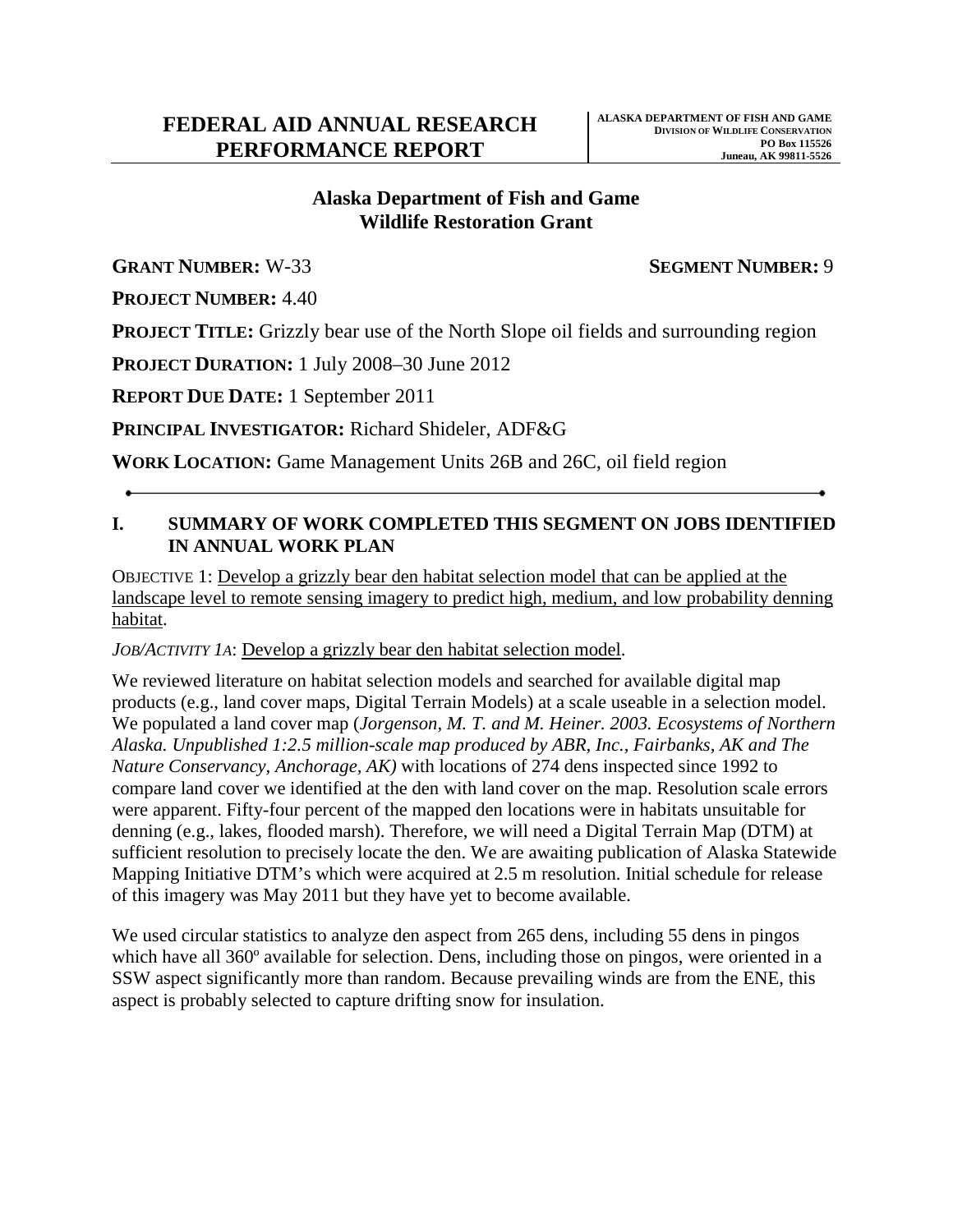# FEDERAL AID ANNUAL RESEARCH PERFORMANCE REPORT

**ALASKA DEPARTMENT OF FISH AND GAME**
**DIVISION OF WILDLIFE CONSERVATION**
**PO Box 115526**
**Juneau, AK 99811-5526**

## Alaska Department of Fish and Game
## Wildlife Restoration Grant

**GRANT NUMBER:** W-33 **SEGMENT NUMBER:** 9

**PROJECT NUMBER:** 4.40

**PROJECT TITLE:** Grizzly bear use of the North Slope oil fields and surrounding region

**PROJECT DURATION:** 1 July 2008–30 June 2012

**REPORT DUE DATE:** 1 September 2011

**PRINCIPAL INVESTIGATOR:** Richard Shideler, ADF&G

**WORK LOCATION:** Game Management Units 26B and 26C, oil field region

---

## I. SUMMARY OF WORK COMPLETED THIS SEGMENT ON JOBS IDENTIFIED IN ANNUAL WORK PLAN

OBJECTIVE 1: Develop a grizzly bear den habitat selection model that can be applied at the landscape level to remote sensing imagery to predict high, medium, and low probability denning habitat.

*JOB/ACTIVITY 1A*: Develop a grizzly bear den habitat selection model.

We reviewed literature on habitat selection models and searched for available digital map products (e.g., land cover maps, Digital Terrain Models) at a scale useable in a selection model. We populated a land cover map (*Jorgenson, M. T. and M. Heiner. 2003. Ecosystems of Northern Alaska. Unpublished 1:2.5 million-scale map produced by ABR, Inc., Fairbanks, AK and The Nature Conservancy, Anchorage, AK)* with locations of 274 dens inspected since 1992 to compare land cover we identified at the den with land cover on the map. Resolution scale errors were apparent. Fifty-four percent of the mapped den locations were in habitats unsuitable for denning (e.g., lakes, flooded marsh). Therefore, we will need a Digital Terrain Map (DTM) at sufficient resolution to precisely locate the den. We are awaiting publication of Alaska Statewide Mapping Initiative DTM's which were acquired at 2.5 m resolution. Initial schedule for release of this imagery was May 2011 but they have yet to become available.

We used circular statistics to analyze den aspect from 265 dens, including 55 dens in pingos which have all 360º available for selection. Dens, including those on pingos, were oriented in a SSW aspect significantly more than random. Because prevailing winds are from the ENE, this aspect is probably selected to capture drifting snow for insulation.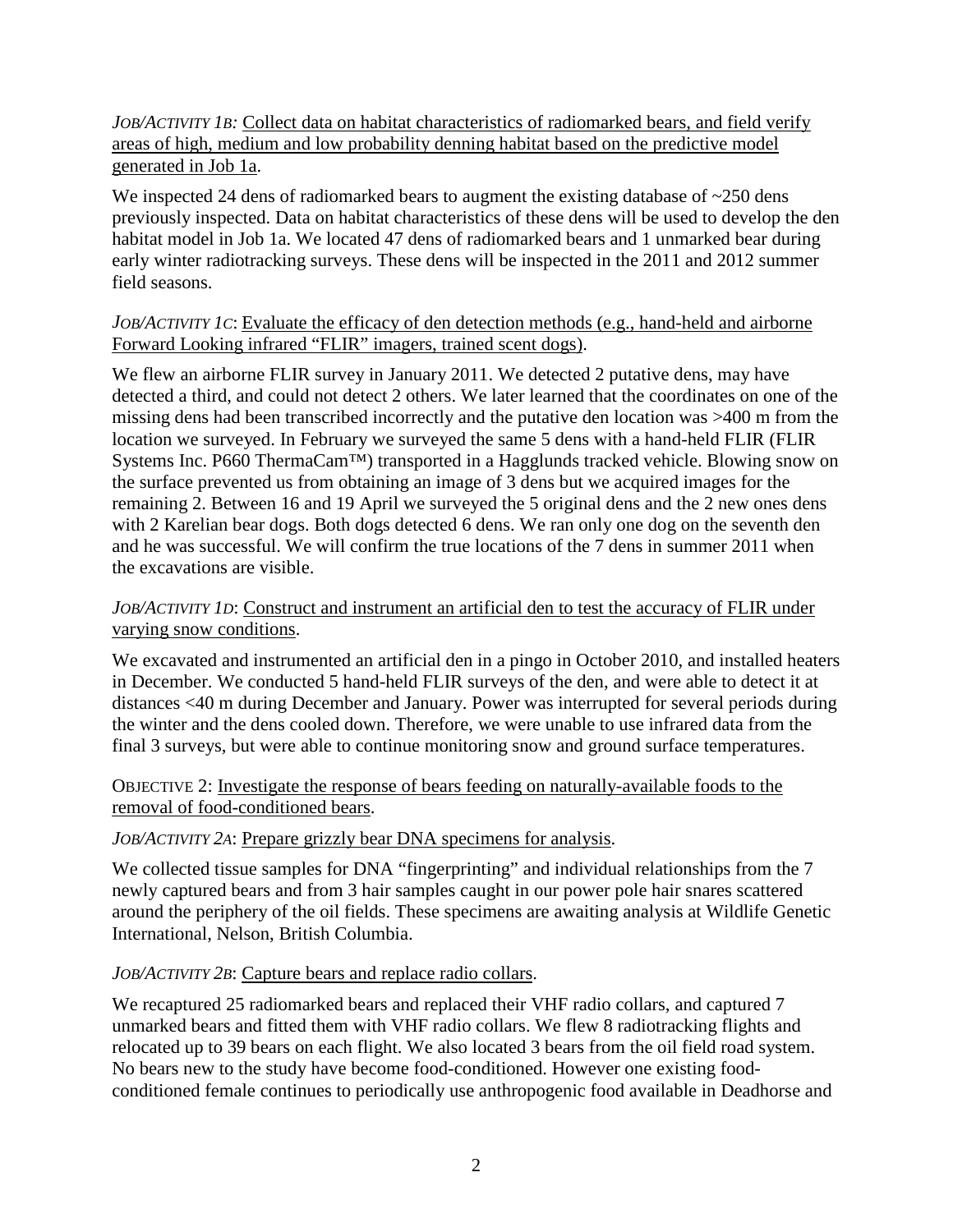*JOB/ACTIVITY 1B:* Collect data on habitat characteristics of radiomarked bears, and field verify areas of high, medium and low probability denning habitat based on the predictive model generated in Job 1a.

We inspected 24 dens of radiomarked bears to augment the existing database of ~250 dens previously inspected. Data on habitat characteristics of these dens will be used to develop the den habitat model in Job 1a. We located 47 dens of radiomarked bears and 1 unmarked bear during early winter radiotracking surveys. These dens will be inspected in the 2011 and 2012 summer field seasons.

*JOB/ACTIVITY 1C*: Evaluate the efficacy of den detection methods (e.g., hand-held and airborne Forward Looking infrared "FLIR" imagers, trained scent dogs).

We flew an airborne FLIR survey in January 2011. We detected 2 putative dens, may have detected a third, and could not detect 2 others. We later learned that the coordinates on one of the missing dens had been transcribed incorrectly and the putative den location was >400 m from the location we surveyed. In February we surveyed the same 5 dens with a hand-held FLIR (FLIR Systems Inc. P660 ThermaCam™) transported in a Hagglunds tracked vehicle. Blowing snow on the surface prevented us from obtaining an image of 3 dens but we acquired images for the remaining 2. Between 16 and 19 April we surveyed the 5 original dens and the 2 new ones dens with 2 Karelian bear dogs. Both dogs detected 6 dens. We ran only one dog on the seventh den and he was successful. We will confirm the true locations of the 7 dens in summer 2011 when the excavations are visible.

*JOB/ACTIVITY 1D*: Construct and instrument an artificial den to test the accuracy of FLIR under varying snow conditions.

We excavated and instrumented an artificial den in a pingo in October 2010, and installed heaters in December. We conducted 5 hand-held FLIR surveys of the den, and were able to detect it at distances <40 m during December and January. Power was interrupted for several periods during the winter and the dens cooled down. Therefore, we were unable to use infrared data from the final 3 surveys, but were able to continue monitoring snow and ground surface temperatures.

OBJECTIVE 2: Investigate the response of bears feeding on naturally-available foods to the removal of food-conditioned bears.

*JOB/ACTIVITY 2A*: Prepare grizzly bear DNA specimens for analysis.

We collected tissue samples for DNA "fingerprinting" and individual relationships from the 7 newly captured bears and from 3 hair samples caught in our power pole hair snares scattered around the periphery of the oil fields. These specimens are awaiting analysis at Wildlife Genetic International, Nelson, British Columbia.

*JOB/ACTIVITY 2B*: Capture bears and replace radio collars.

We recaptured 25 radiomarked bears and replaced their VHF radio collars, and captured 7 unmarked bears and fitted them with VHF radio collars. We flew 8 radiotracking flights and relocated up to 39 bears on each flight. We also located 3 bears from the oil field road system. No bears new to the study have become food-conditioned. However one existing food-conditioned female continues to periodically use anthropogenic food available in Deadhorse and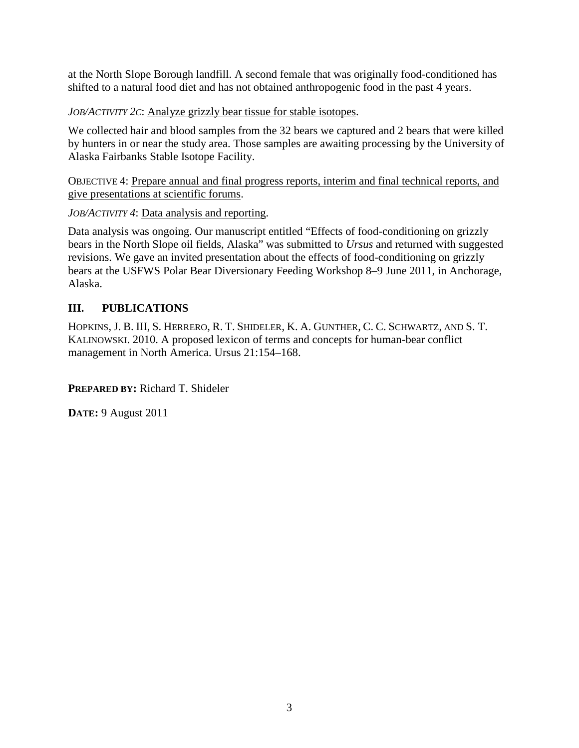at the North Slope Borough landfill. A second female that was originally food-conditioned has shifted to a natural food diet and has not obtained anthropogenic food in the past 4 years.

*JOB/ACTIVITY 2C*: Analyze grizzly bear tissue for stable isotopes.

We collected hair and blood samples from the 32 bears we captured and 2 bears that were killed by hunters in or near the study area. Those samples are awaiting processing by the University of Alaska Fairbanks Stable Isotope Facility.

OBJECTIVE 4: Prepare annual and final progress reports, interim and final technical reports, and give presentations at scientific forums.

*JOB/ACTIVITY 4*: Data analysis and reporting.

Data analysis was ongoing. Our manuscript entitled "Effects of food-conditioning on grizzly bears in the North Slope oil fields, Alaska" was submitted to *Ursus* and returned with suggested revisions. We gave an invited presentation about the effects of food-conditioning on grizzly bears at the USFWS Polar Bear Diversionary Feeding Workshop 8–9 June 2011, in Anchorage, Alaska.

## III. PUBLICATIONS

HOPKINS, J. B. III, S. HERRERO, R. T. SHIDELER, K. A. GUNTHER, C. C. SCHWARTZ, AND S. T. KALINOWSKI. 2010. A proposed lexicon of terms and concepts for human-bear conflict management in North America. Ursus 21:154–168.

**PREPARED BY:** Richard T. Shideler

**DATE:** 9 August 2011